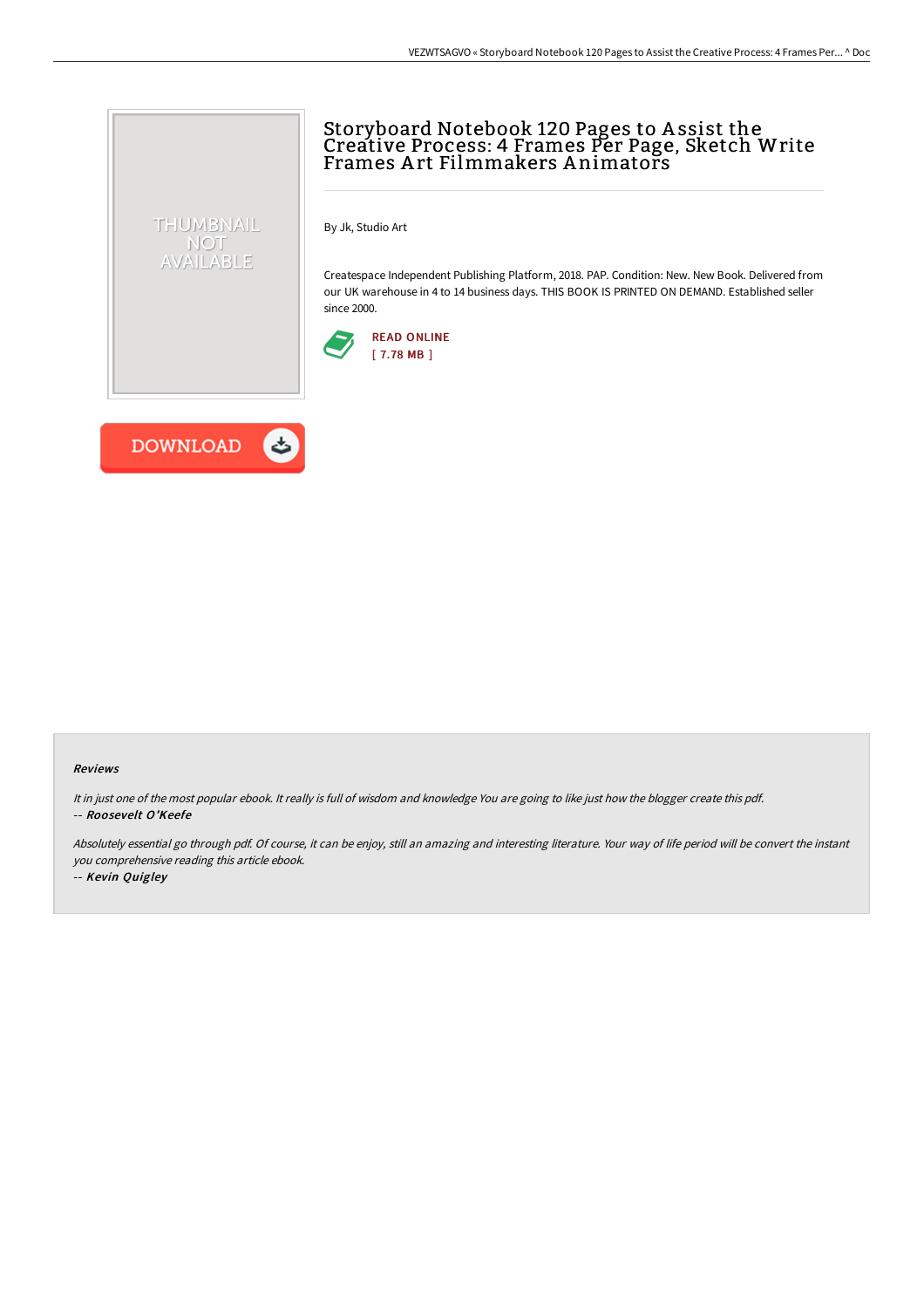# Storyboard Notebook 120 Pages to Assist the Creative Process: 4 Frames Per Page, Sketch Write Frames Art Filmmakers Animators

By Jk, Studio Art

Createspace Independent Publishing Platform, 2018. PAP. Condition: New. New Book. Delivered from our UK warehouse in 4 to 14 business days. THIS BOOK IS PRINTED ON DEMAND. Established seller since 2000.

READ ONLINE
[ 7.78 MB ]

DOWNLOAD

### Reviews

*It in just one of the most popular ebook. It really is full of wisdom and knowledge You are going to like just how the blogger create this pdf.*

*-- Roosevelt O'Keefe*

*Absolutely essential go through pdf. Of course, it can be enjoy, still an amazing and interesting literature. Your way of life period will be convert the instant you comprehensive reading this article ebook.*

*-- Kevin Quigley*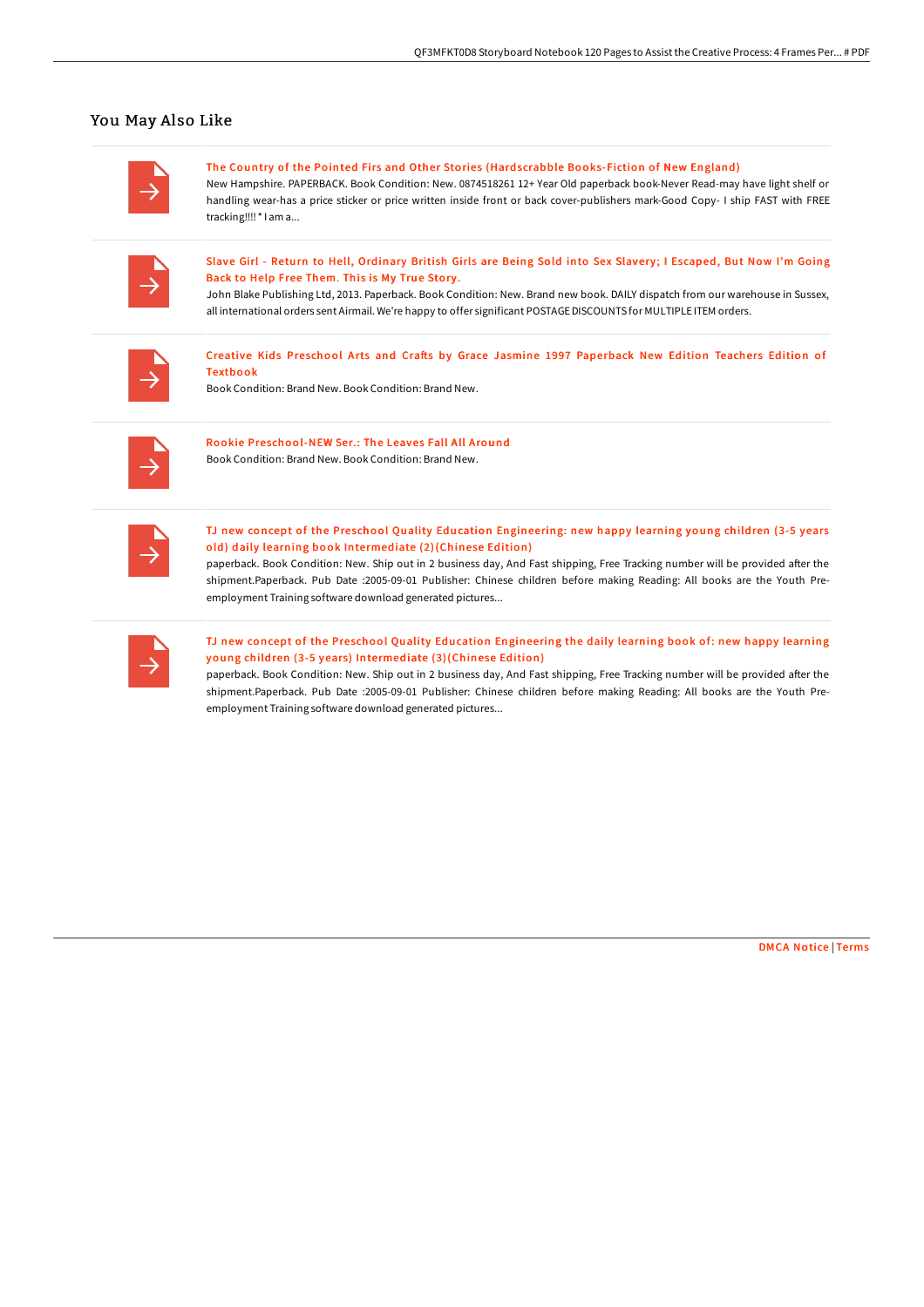## You May Also Like

**The Country of the Pointed Firs and Other Stories (Hardscrabble Books-Fiction of New England)**

New Hampshire. PAPERBACK. Book Condition: New. 0874518261 12+ Year Old paperback book-Never Read-may have light shelf or handling wear-has a price sticker or price written inside front or back cover-publishers mark-Good Copy- I ship FAST with FREE tracking!!!! * I am a...

**Slave Girl - Return to Hell, Ordinary British Girls are Being Sold into Sex Slavery; I Escaped, But Now I'm Going Back to Help Free Them. This is My True Story.**

John Blake Publishing Ltd, 2013. Paperback. Book Condition: New. Brand new book. DAILY dispatch from our warehouse in Sussex, all international orders sent Airmail. We're happy to offer significant POSTAGE DISCOUNTS for MULTIPLE ITEM orders.

**Creative Kids Preschool Arts and Crafts by Grace Jasmine 1997 Paperback New Edition Teachers Edition of Textbook**

Book Condition: Brand New. Book Condition: Brand New.

**Rookie Preschool-NEW Ser.: The Leaves Fall All Around**

Book Condition: Brand New. Book Condition: Brand New.

**TJ new concept of the Preschool Quality Education Engineering: new happy learning young children (3-5 years old) daily learning book Intermediate (2)(Chinese Edition)**

paperback. Book Condition: New. Ship out in 2 business day, And Fast shipping, Free Tracking number will be provided after the shipment.Paperback. Pub Date :2005-09-01 Publisher: Chinese children before making Reading: All books are the Youth Pre-employment Training software download generated pictures...

**TJ new concept of the Preschool Quality Education Engineering the daily learning book of: new happy learning young children (3-5 years) Intermediate (3)(Chinese Edition)**

paperback. Book Condition: New. Ship out in 2 business day, And Fast shipping, Free Tracking number will be provided after the shipment.Paperback. Pub Date :2005-09-01 Publisher: Chinese children before making Reading: All books are the Youth Pre-employment Training software download generated pictures...

DMCA Notice | Terms